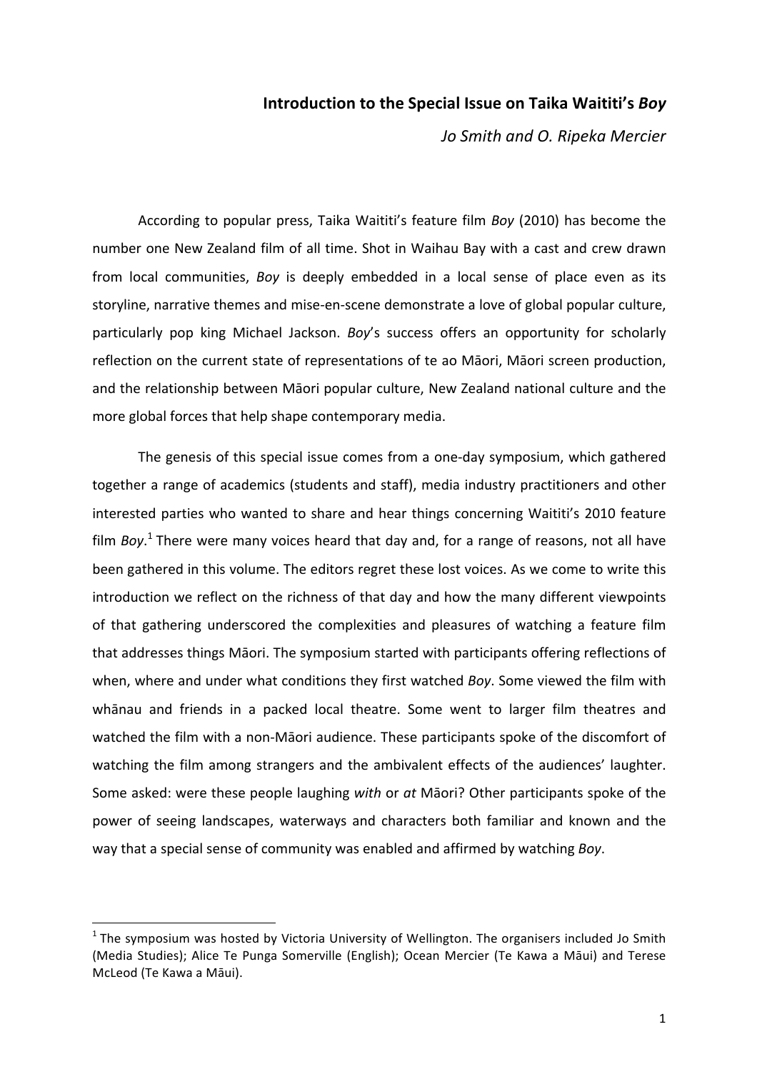# Introduction to the Special Issue on Taika Waititi's *Boy*

*Jo Smith and O. Ripeka Mercier*

According to popular press, Taika Waititi's feature film *Boy* (2010) has become the number one New Zealand film of all time. Shot in Waihau Bay with a cast and crew drawn from local communities, *Boy* is deeply embedded in a local sense of place even as its storyline, narrative themes and mise-en-scene demonstrate a love of global popular culture, particularly pop king Michael Jackson. *Boy*'s success offers an opportunity for scholarly reflection on the current state of representations of te ao Māori, Māori screen production, and the relationship between Māori popular culture, New Zealand national culture and the more global forces that help shape contemporary media.

The genesis of this special issue comes from a one-day symposium, which gathered together a range of academics (students and staff), media industry practitioners and other interested parties who wanted to share and hear things concerning Waititi's 2010 feature film *Boy*.[1] There were many voices heard that day and, for a range of reasons, not all have been gathered in this volume. The editors regret these lost voices. As we come to write this introduction we reflect on the richness of that day and how the many different viewpoints of that gathering underscored the complexities and pleasures of watching a feature film that addresses things Māori. The symposium started with participants offering reflections of when, where and under what conditions they first watched *Boy*. Some viewed the film with whānau and friends in a packed local theatre. Some went to larger film theatres and watched the film with a non-Māori audience. These participants spoke of the discomfort of watching the film among strangers and the ambivalent effects of the audiences' laughter. Some asked: were these people laughing *with* or *at* Māori? Other participants spoke of the power of seeing landscapes, waterways and characters both familiar and known and the way that a special sense of community was enabled and affirmed by watching *Boy*.

---

[1] The symposium was hosted by Victoria University of Wellington. The organisers included Jo Smith (Media Studies); Alice Te Punga Somerville (English); Ocean Mercier (Te Kawa a Māui) and Terese McLeod (Te Kawa a Māui).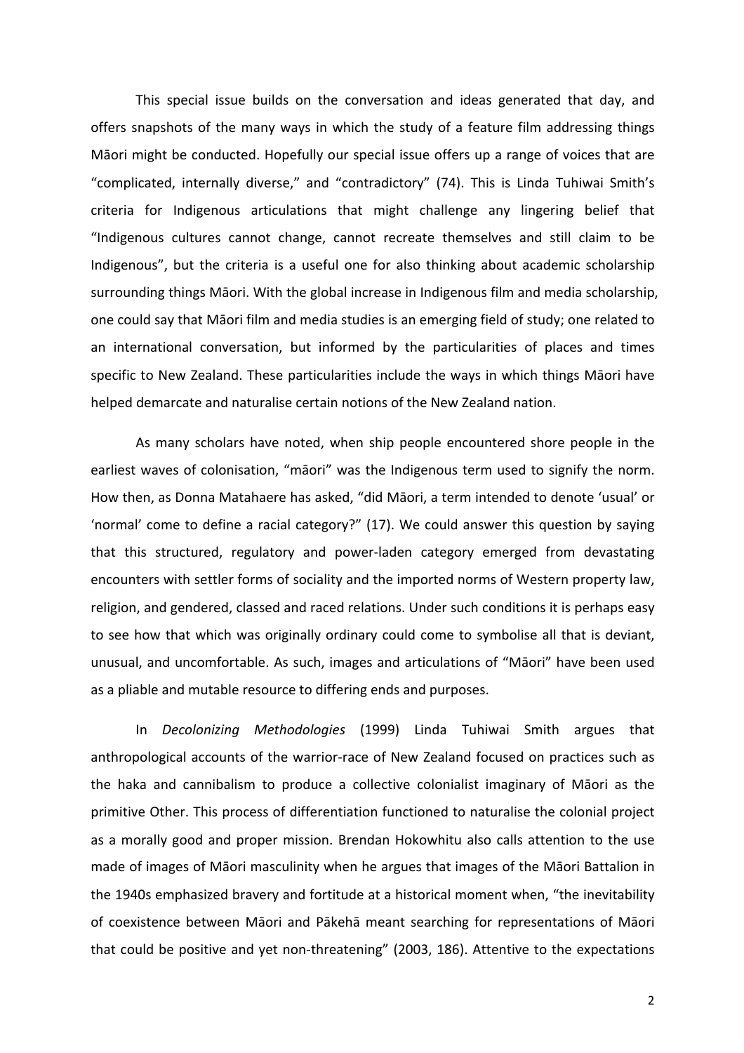This special issue builds on the conversation and ideas generated that day, and offers snapshots of the many ways in which the study of a feature film addressing things Māori might be conducted. Hopefully our special issue offers up a range of voices that are "complicated, internally diverse," and "contradictory" (74). This is Linda Tuhiwai Smith's criteria for Indigenous articulations that might challenge any lingering belief that "Indigenous cultures cannot change, cannot recreate themselves and still claim to be Indigenous", but the criteria is a useful one for also thinking about academic scholarship surrounding things Māori. With the global increase in Indigenous film and media scholarship, one could say that Māori film and media studies is an emerging field of study; one related to an international conversation, but informed by the particularities of places and times specific to New Zealand. These particularities include the ways in which things Māori have helped demarcate and naturalise certain notions of the New Zealand nation.

As many scholars have noted, when ship people encountered shore people in the earliest waves of colonisation, "māori" was the Indigenous term used to signify the norm. How then, as Donna Matahaere has asked, "did Māori, a term intended to denote 'usual' or 'normal' come to define a racial category?" (17). We could answer this question by saying that this structured, regulatory and power-laden category emerged from devastating encounters with settler forms of sociality and the imported norms of Western property law, religion, and gendered, classed and raced relations. Under such conditions it is perhaps easy to see how that which was originally ordinary could come to symbolise all that is deviant, unusual, and uncomfortable. As such, images and articulations of "Māori" have been used as a pliable and mutable resource to differing ends and purposes.

In *Decolonizing Methodologies* (1999) Linda Tuhiwai Smith argues that anthropological accounts of the warrior-race of New Zealand focused on practices such as the haka and cannibalism to produce a collective colonialist imaginary of Māori as the primitive Other. This process of differentiation functioned to naturalise the colonial project as a morally good and proper mission. Brendan Hokowhitu also calls attention to the use made of images of Māori masculinity when he argues that images of the Māori Battalion in the 1940s emphasized bravery and fortitude at a historical moment when, "the inevitability of coexistence between Māori and Pākehā meant searching for representations of Māori that could be positive and yet non-threatening" (2003, 186). Attentive to the expectations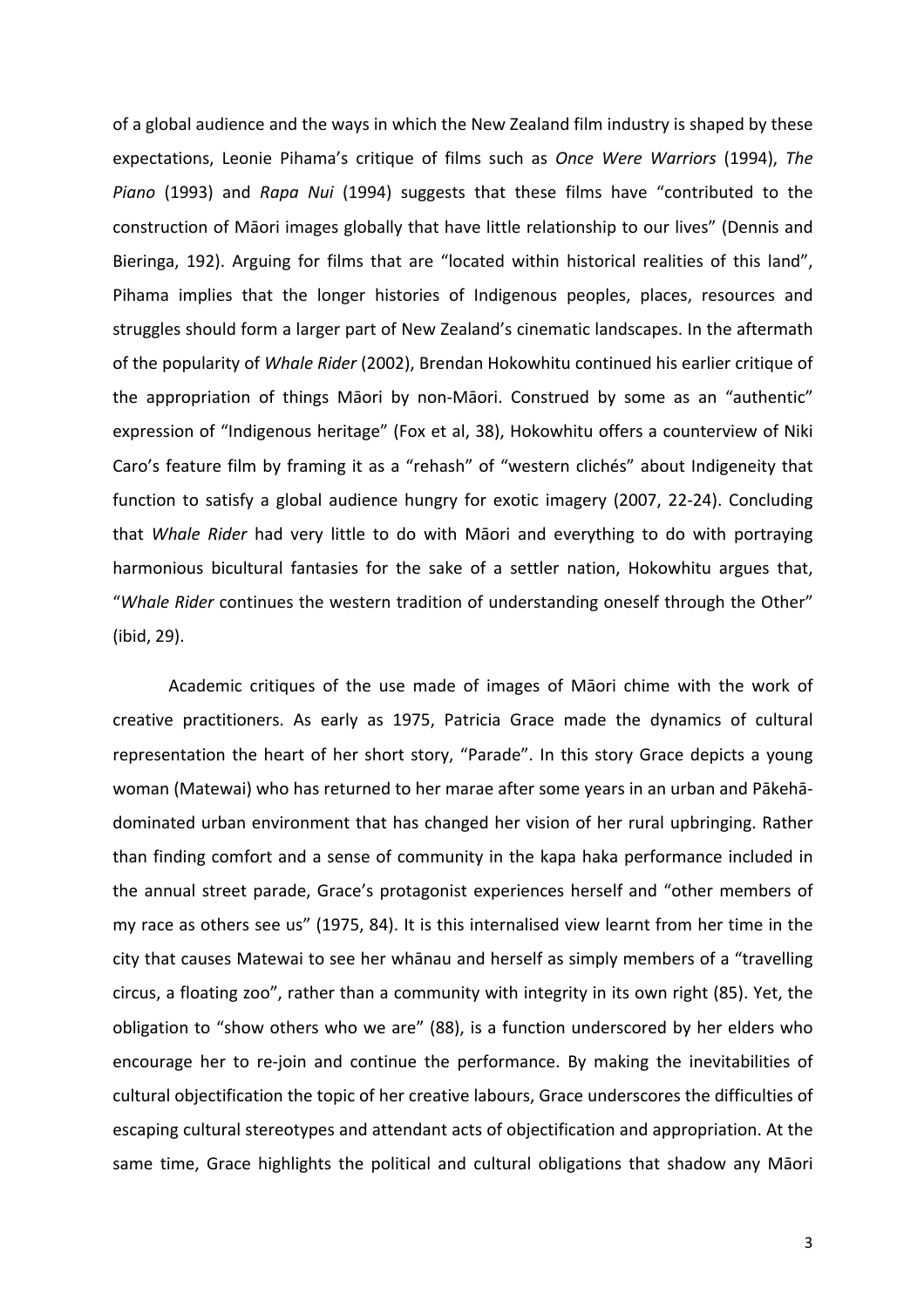of a global audience and the ways in which the New Zealand film industry is shaped by these expectations, Leonie Pihama's critique of films such as *Once Were Warriors* (1994), *The Piano* (1993) and *Rapa Nui* (1994) suggests that these films have "contributed to the construction of Māori images globally that have little relationship to our lives" (Dennis and Bieringa, 192). Arguing for films that are "located within historical realities of this land", Pihama implies that the longer histories of Indigenous peoples, places, resources and struggles should form a larger part of New Zealand's cinematic landscapes. In the aftermath of the popularity of *Whale Rider* (2002), Brendan Hokowhitu continued his earlier critique of the appropriation of things Māori by non-Māori. Construed by some as an "authentic" expression of "Indigenous heritage" (Fox et al, 38), Hokowhitu offers a counterview of Niki Caro's feature film by framing it as a "rehash" of "western clichés" about Indigeneity that function to satisfy a global audience hungry for exotic imagery (2007, 22-24). Concluding that *Whale Rider* had very little to do with Māori and everything to do with portraying harmonious bicultural fantasies for the sake of a settler nation, Hokowhitu argues that, "*Whale Rider* continues the western tradition of understanding oneself through the Other" (ibid, 29).

Academic critiques of the use made of images of Māori chime with the work of creative practitioners. As early as 1975, Patricia Grace made the dynamics of cultural representation the heart of her short story, "Parade". In this story Grace depicts a young woman (Matewai) who has returned to her marae after some years in an urban and Pākehā-dominated urban environment that has changed her vision of her rural upbringing. Rather than finding comfort and a sense of community in the kapa haka performance included in the annual street parade, Grace's protagonist experiences herself and "other members of my race as others see us" (1975, 84). It is this internalised view learnt from her time in the city that causes Matewai to see her whānau and herself as simply members of a "travelling circus, a floating zoo", rather than a community with integrity in its own right (85). Yet, the obligation to "show others who we are" (88), is a function underscored by her elders who encourage her to re-join and continue the performance. By making the inevitabilities of cultural objectification the topic of her creative labours, Grace underscores the difficulties of escaping cultural stereotypes and attendant acts of objectification and appropriation. At the same time, Grace highlights the political and cultural obligations that shadow any Māori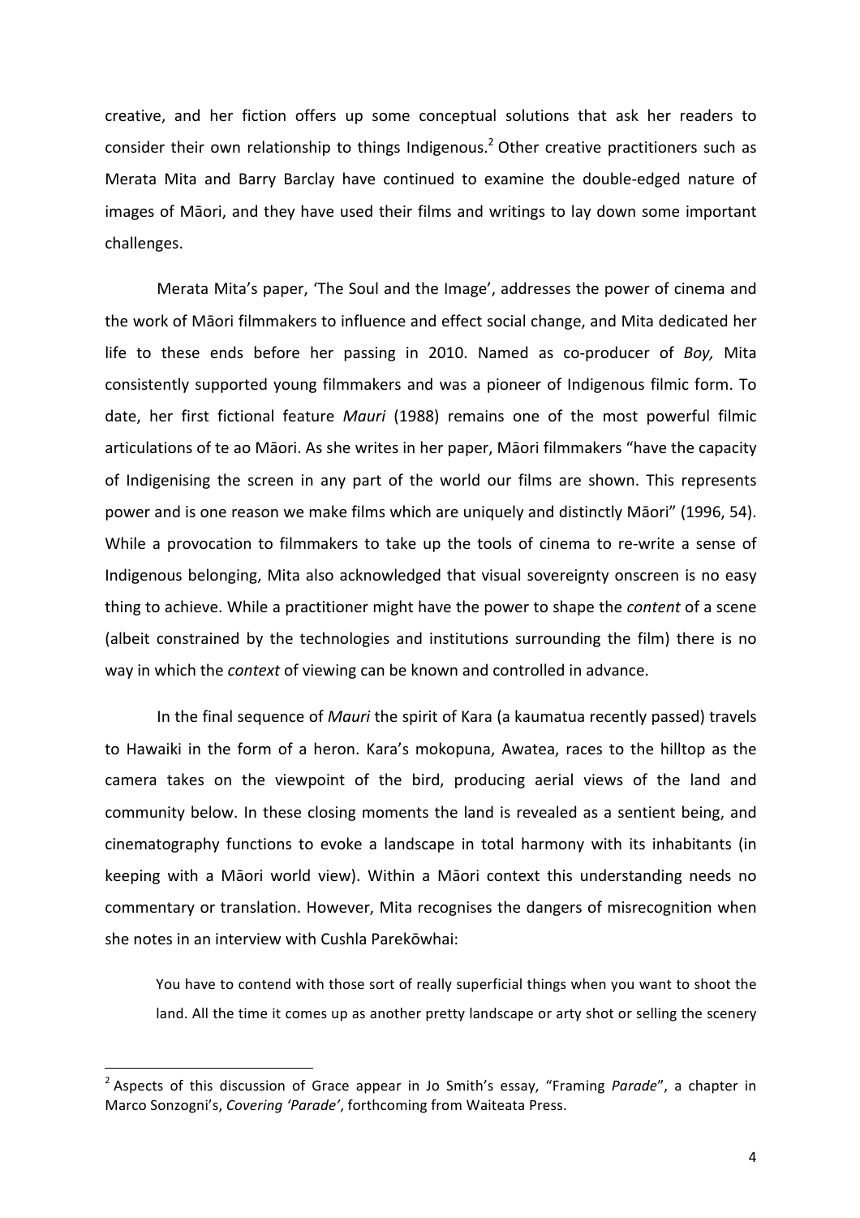creative, and her fiction offers up some conceptual solutions that ask her readers to consider their own relationship to things Indigenous.[2] Other creative practitioners such as Merata Mita and Barry Barclay have continued to examine the double-edged nature of images of Māori, and they have used their films and writings to lay down some important challenges.

Merata Mita's paper, 'The Soul and the Image', addresses the power of cinema and the work of Māori filmmakers to influence and effect social change, and Mita dedicated her life to these ends before her passing in 2010. Named as co-producer of *Boy,* Mita consistently supported young filmmakers and was a pioneer of Indigenous filmic form. To date, her first fictional feature *Mauri* (1988) remains one of the most powerful filmic articulations of te ao Māori. As she writes in her paper, Māori filmmakers "have the capacity of Indigenising the screen in any part of the world our films are shown. This represents power and is one reason we make films which are uniquely and distinctly Māori" (1996, 54). While a provocation to filmmakers to take up the tools of cinema to re-write a sense of Indigenous belonging, Mita also acknowledged that visual sovereignty onscreen is no easy thing to achieve. While a practitioner might have the power to shape the *content* of a scene (albeit constrained by the technologies and institutions surrounding the film) there is no way in which the *context* of viewing can be known and controlled in advance.

In the final sequence of *Mauri* the spirit of Kara (a kaumatua recently passed) travels to Hawaiki in the form of a heron. Kara's mokopuna, Awatea, races to the hilltop as the camera takes on the viewpoint of the bird, producing aerial views of the land and community below. In these closing moments the land is revealed as a sentient being, and cinematography functions to evoke a landscape in total harmony with its inhabitants (in keeping with a Māori world view). Within a Māori context this understanding needs no commentary or translation. However, Mita recognises the dangers of misrecognition when she notes in an interview with Cushla Parekōwhai:

> You have to contend with those sort of really superficial things when you want to shoot the land. All the time it comes up as another pretty landscape or arty shot or selling the scenery

[2] Aspects of this discussion of Grace appear in Jo Smith's essay, "Framing *Parade*", a chapter in Marco Sonzogni's, *Covering 'Parade'*, forthcoming from Waiteata Press.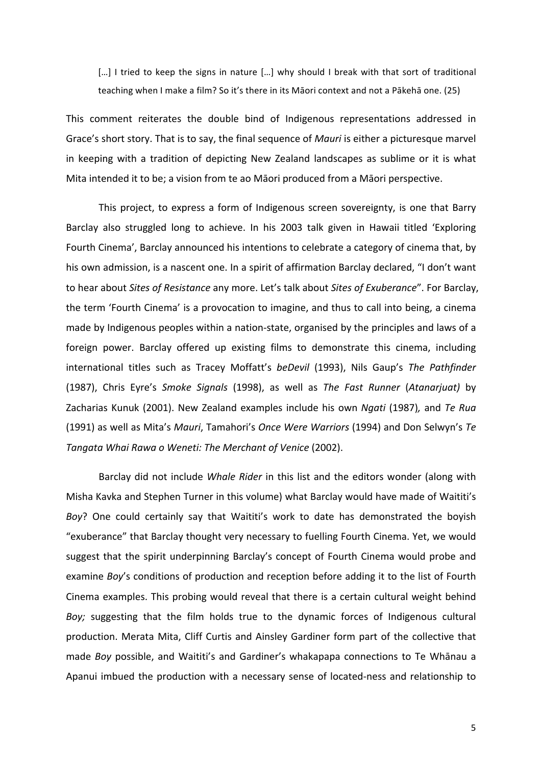> […] I tried to keep the signs in nature […] why should I break with that sort of traditional teaching when I make a film? So it's there in its Māori context and not a Pākehā one. (25)

This comment reiterates the double bind of Indigenous representations addressed in Grace's short story. That is to say, the final sequence of *Mauri* is either a picturesque marvel in keeping with a tradition of depicting New Zealand landscapes as sublime or it is what Mita intended it to be; a vision from te ao Māori produced from a Māori perspective.

This project, to express a form of Indigenous screen sovereignty, is one that Barry Barclay also struggled long to achieve. In his 2003 talk given in Hawaii titled 'Exploring Fourth Cinema', Barclay announced his intentions to celebrate a category of cinema that, by his own admission, is a nascent one. In a spirit of affirmation Barclay declared, "I don't want to hear about *Sites of Resistance* any more. Let's talk about *Sites of Exuberance*". For Barclay, the term 'Fourth Cinema' is a provocation to imagine, and thus to call into being, a cinema made by Indigenous peoples within a nation-state, organised by the principles and laws of a foreign power. Barclay offered up existing films to demonstrate this cinema, including international titles such as Tracey Moffatt's *beDevil* (1993), Nils Gaup's *The Pathfinder* (1987), Chris Eyre's *Smoke Signals* (1998), as well as *The Fast Runner* (*Atanarjuat)* by Zacharias Kunuk (2001). New Zealand examples include his own *Ngati* (1987)*,* and *Te Rua* (1991) as well as Mita's *Mauri*, Tamahori's *Once Were Warriors* (1994) and Don Selwyn's *Te Tangata Whai Rawa o Weneti: The Merchant of Venice* (2002).

Barclay did not include *Whale Rider* in this list and the editors wonder (along with Misha Kavka and Stephen Turner in this volume) what Barclay would have made of Waititi's *Boy*? One could certainly say that Waititi's work to date has demonstrated the boyish "exuberance" that Barclay thought very necessary to fuelling Fourth Cinema. Yet, we would suggest that the spirit underpinning Barclay's concept of Fourth Cinema would probe and examine *Boy*'s conditions of production and reception before adding it to the list of Fourth Cinema examples. This probing would reveal that there is a certain cultural weight behind *Boy;* suggesting that the film holds true to the dynamic forces of Indigenous cultural production. Merata Mita, Cliff Curtis and Ainsley Gardiner form part of the collective that made *Boy* possible, and Waititi's and Gardiner's whakapapa connections to Te Whānau a Apanui imbued the production with a necessary sense of located-ness and relationship to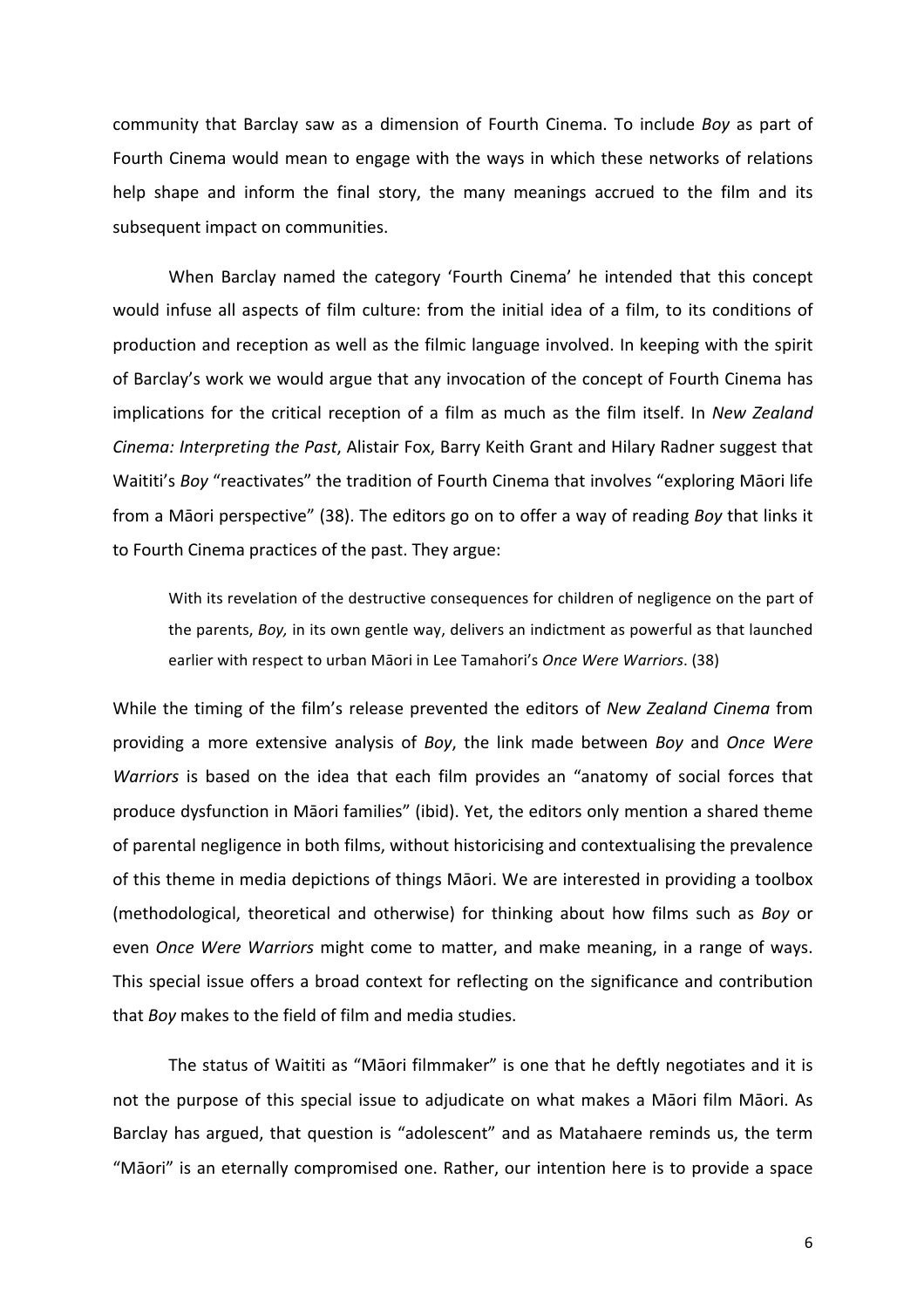community that Barclay saw as a dimension of Fourth Cinema. To include *Boy* as part of Fourth Cinema would mean to engage with the ways in which these networks of relations help shape and inform the final story, the many meanings accrued to the film and its subsequent impact on communities.

When Barclay named the category 'Fourth Cinema' he intended that this concept would infuse all aspects of film culture: from the initial idea of a film, to its conditions of production and reception as well as the filmic language involved. In keeping with the spirit of Barclay's work we would argue that any invocation of the concept of Fourth Cinema has implications for the critical reception of a film as much as the film itself. In *New Zealand Cinema: Interpreting the Past*, Alistair Fox, Barry Keith Grant and Hilary Radner suggest that Waititi's *Boy* "reactivates" the tradition of Fourth Cinema that involves "exploring Māori life from a Māori perspective" (38). The editors go on to offer a way of reading *Boy* that links it to Fourth Cinema practices of the past. They argue:

> With its revelation of the destructive consequences for children of negligence on the part of the parents, *Boy,* in its own gentle way, delivers an indictment as powerful as that launched earlier with respect to urban Māori in Lee Tamahori's *Once Were Warriors*. (38)

While the timing of the film's release prevented the editors of *New Zealand Cinema* from providing a more extensive analysis of *Boy*, the link made between *Boy* and *Once Were Warriors* is based on the idea that each film provides an "anatomy of social forces that produce dysfunction in Māori families" (ibid). Yet, the editors only mention a shared theme of parental negligence in both films, without historicising and contextualising the prevalence of this theme in media depictions of things Māori. We are interested in providing a toolbox (methodological, theoretical and otherwise) for thinking about how films such as *Boy* or even *Once Were Warriors* might come to matter, and make meaning, in a range of ways. This special issue offers a broad context for reflecting on the significance and contribution that *Boy* makes to the field of film and media studies.

The status of Waititi as "Māori filmmaker" is one that he deftly negotiates and it is not the purpose of this special issue to adjudicate on what makes a Māori film Māori. As Barclay has argued, that question is "adolescent" and as Matahaere reminds us, the term "Māori" is an eternally compromised one. Rather, our intention here is to provide a space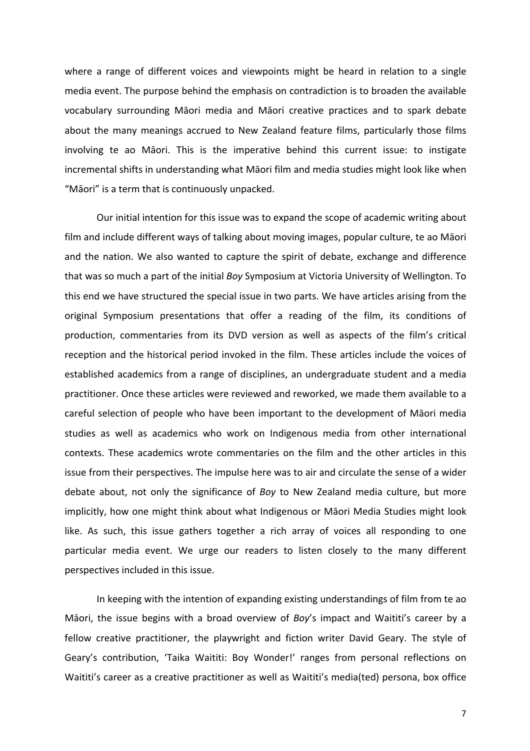where a range of different voices and viewpoints might be heard in relation to a single media event. The purpose behind the emphasis on contradiction is to broaden the available vocabulary surrounding Māori media and Māori creative practices and to spark debate about the many meanings accrued to New Zealand feature films, particularly those films involving te ao Māori. This is the imperative behind this current issue: to instigate incremental shifts in understanding what Māori film and media studies might look like when "Māori" is a term that is continuously unpacked.

Our initial intention for this issue was to expand the scope of academic writing about film and include different ways of talking about moving images, popular culture, te ao Māori and the nation. We also wanted to capture the spirit of debate, exchange and difference that was so much a part of the initial *Boy* Symposium at Victoria University of Wellington. To this end we have structured the special issue in two parts. We have articles arising from the original Symposium presentations that offer a reading of the film, its conditions of production, commentaries from its DVD version as well as aspects of the film's critical reception and the historical period invoked in the film. These articles include the voices of established academics from a range of disciplines, an undergraduate student and a media practitioner. Once these articles were reviewed and reworked, we made them available to a careful selection of people who have been important to the development of Māori media studies as well as academics who work on Indigenous media from other international contexts. These academics wrote commentaries on the film and the other articles in this issue from their perspectives. The impulse here was to air and circulate the sense of a wider debate about, not only the significance of *Boy* to New Zealand media culture, but more implicitly, how one might think about what Indigenous or Māori Media Studies might look like. As such, this issue gathers together a rich array of voices all responding to one particular media event. We urge our readers to listen closely to the many different perspectives included in this issue.

In keeping with the intention of expanding existing understandings of film from te ao Māori, the issue begins with a broad overview of *Boy*'s impact and Waititi's career by a fellow creative practitioner, the playwright and fiction writer David Geary. The style of Geary's contribution, 'Taika Waititi: Boy Wonder!' ranges from personal reflections on Waititi's career as a creative practitioner as well as Waititi's media(ted) persona, box office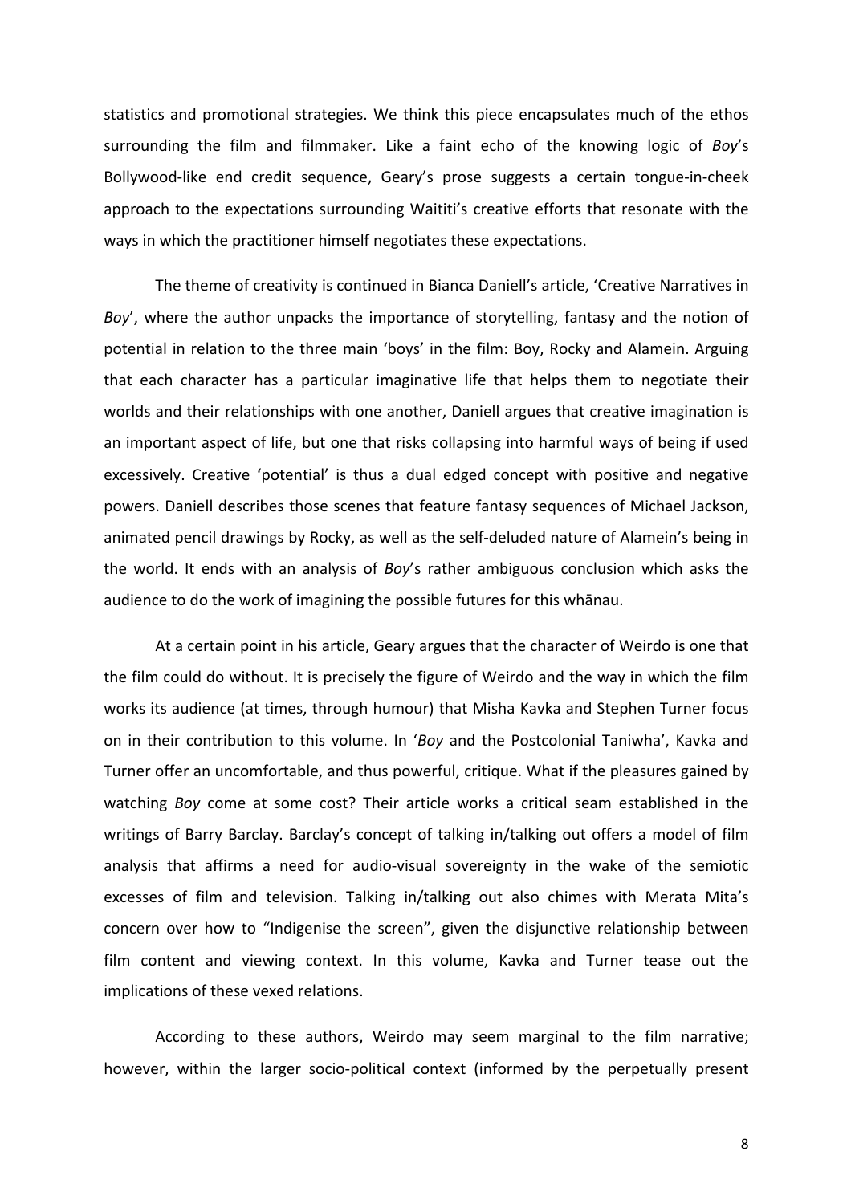statistics and promotional strategies. We think this piece encapsulates much of the ethos surrounding the film and filmmaker. Like a faint echo of the knowing logic of *Boy*'s Bollywood-like end credit sequence, Geary's prose suggests a certain tongue-in-cheek approach to the expectations surrounding Waititi's creative efforts that resonate with the ways in which the practitioner himself negotiates these expectations.

The theme of creativity is continued in Bianca Daniell's article, 'Creative Narratives in *Boy*', where the author unpacks the importance of storytelling, fantasy and the notion of potential in relation to the three main 'boys' in the film: Boy, Rocky and Alamein. Arguing that each character has a particular imaginative life that helps them to negotiate their worlds and their relationships with one another, Daniell argues that creative imagination is an important aspect of life, but one that risks collapsing into harmful ways of being if used excessively. Creative 'potential' is thus a dual edged concept with positive and negative powers. Daniell describes those scenes that feature fantasy sequences of Michael Jackson, animated pencil drawings by Rocky, as well as the self-deluded nature of Alamein's being in the world. It ends with an analysis of *Boy*'s rather ambiguous conclusion which asks the audience to do the work of imagining the possible futures for this whānau.

At a certain point in his article, Geary argues that the character of Weirdo is one that the film could do without. It is precisely the figure of Weirdo and the way in which the film works its audience (at times, through humour) that Misha Kavka and Stephen Turner focus on in their contribution to this volume. In '*Boy* and the Postcolonial Taniwha', Kavka and Turner offer an uncomfortable, and thus powerful, critique. What if the pleasures gained by watching *Boy* come at some cost? Their article works a critical seam established in the writings of Barry Barclay. Barclay's concept of talking in/talking out offers a model of film analysis that affirms a need for audio-visual sovereignty in the wake of the semiotic excesses of film and television. Talking in/talking out also chimes with Merata Mita's concern over how to "Indigenise the screen", given the disjunctive relationship between film content and viewing context. In this volume, Kavka and Turner tease out the implications of these vexed relations.

According to these authors, Weirdo may seem marginal to the film narrative; however, within the larger socio-political context (informed by the perpetually present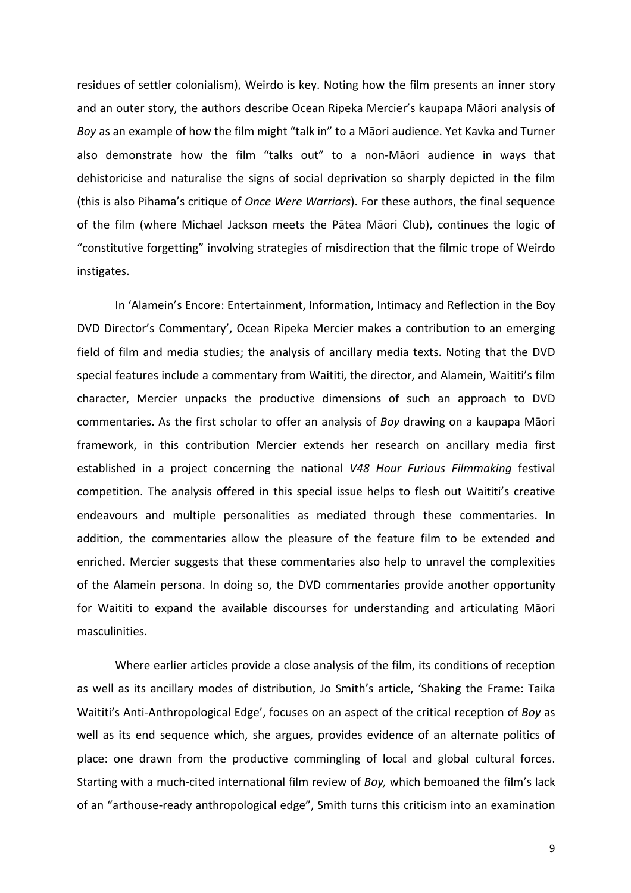residues of settler colonialism), Weirdo is key. Noting how the film presents an inner story and an outer story, the authors describe Ocean Ripeka Mercier's kaupapa Māori analysis of *Boy* as an example of how the film might "talk in" to a Māori audience. Yet Kavka and Turner also demonstrate how the film "talks out" to a non-Māori audience in ways that dehistoricise and naturalise the signs of social deprivation so sharply depicted in the film (this is also Pihama's critique of *Once Were Warriors*). For these authors, the final sequence of the film (where Michael Jackson meets the Pātea Māori Club), continues the logic of "constitutive forgetting" involving strategies of misdirection that the filmic trope of Weirdo instigates.

In 'Alamein's Encore: Entertainment, Information, Intimacy and Reflection in the Boy DVD Director's Commentary', Ocean Ripeka Mercier makes a contribution to an emerging field of film and media studies; the analysis of ancillary media texts. Noting that the DVD special features include a commentary from Waititi, the director, and Alamein, Waititi's film character, Mercier unpacks the productive dimensions of such an approach to DVD commentaries. As the first scholar to offer an analysis of *Boy* drawing on a kaupapa Māori framework, in this contribution Mercier extends her research on ancillary media first established in a project concerning the national *V48 Hour Furious Filmmaking* festival competition. The analysis offered in this special issue helps to flesh out Waititi's creative endeavours and multiple personalities as mediated through these commentaries. In addition, the commentaries allow the pleasure of the feature film to be extended and enriched. Mercier suggests that these commentaries also help to unravel the complexities of the Alamein persona. In doing so, the DVD commentaries provide another opportunity for Waititi to expand the available discourses for understanding and articulating Māori masculinities.

Where earlier articles provide a close analysis of the film, its conditions of reception as well as its ancillary modes of distribution, Jo Smith's article, 'Shaking the Frame: Taika Waititi's Anti-Anthropological Edge', focuses on an aspect of the critical reception of *Boy* as well as its end sequence which, she argues, provides evidence of an alternate politics of place: one drawn from the productive commingling of local and global cultural forces. Starting with a much-cited international film review of *Boy,* which bemoaned the film's lack of an "arthouse-ready anthropological edge", Smith turns this criticism into an examination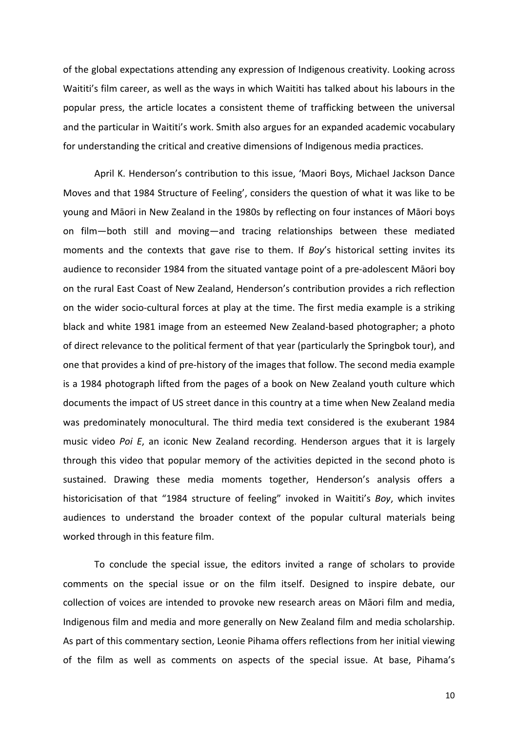of the global expectations attending any expression of Indigenous creativity. Looking across Waititi's film career, as well as the ways in which Waititi has talked about his labours in the popular press, the article locates a consistent theme of trafficking between the universal and the particular in Waititi's work. Smith also argues for an expanded academic vocabulary for understanding the critical and creative dimensions of Indigenous media practices.

April K. Henderson's contribution to this issue, 'Maori Boys, Michael Jackson Dance Moves and that 1984 Structure of Feeling', considers the question of what it was like to be young and Māori in New Zealand in the 1980s by reflecting on four instances of Māori boys on film—both still and moving—and tracing relationships between these mediated moments and the contexts that gave rise to them. If *Boy*'s historical setting invites its audience to reconsider 1984 from the situated vantage point of a pre-adolescent Māori boy on the rural East Coast of New Zealand, Henderson's contribution provides a rich reflection on the wider socio-cultural forces at play at the time. The first media example is a striking black and white 1981 image from an esteemed New Zealand-based photographer; a photo of direct relevance to the political ferment of that year (particularly the Springbok tour), and one that provides a kind of pre-history of the images that follow. The second media example is a 1984 photograph lifted from the pages of a book on New Zealand youth culture which documents the impact of US street dance in this country at a time when New Zealand media was predominately monocultural. The third media text considered is the exuberant 1984 music video *Poi E*, an iconic New Zealand recording. Henderson argues that it is largely through this video that popular memory of the activities depicted in the second photo is sustained. Drawing these media moments together, Henderson's analysis offers a historicisation of that "1984 structure of feeling" invoked in Waititi's *Boy*, which invites audiences to understand the broader context of the popular cultural materials being worked through in this feature film.

To conclude the special issue, the editors invited a range of scholars to provide comments on the special issue or on the film itself. Designed to inspire debate, our collection of voices are intended to provoke new research areas on Māori film and media, Indigenous film and media and more generally on New Zealand film and media scholarship. As part of this commentary section, Leonie Pihama offers reflections from her initial viewing of the film as well as comments on aspects of the special issue. At base, Pihama's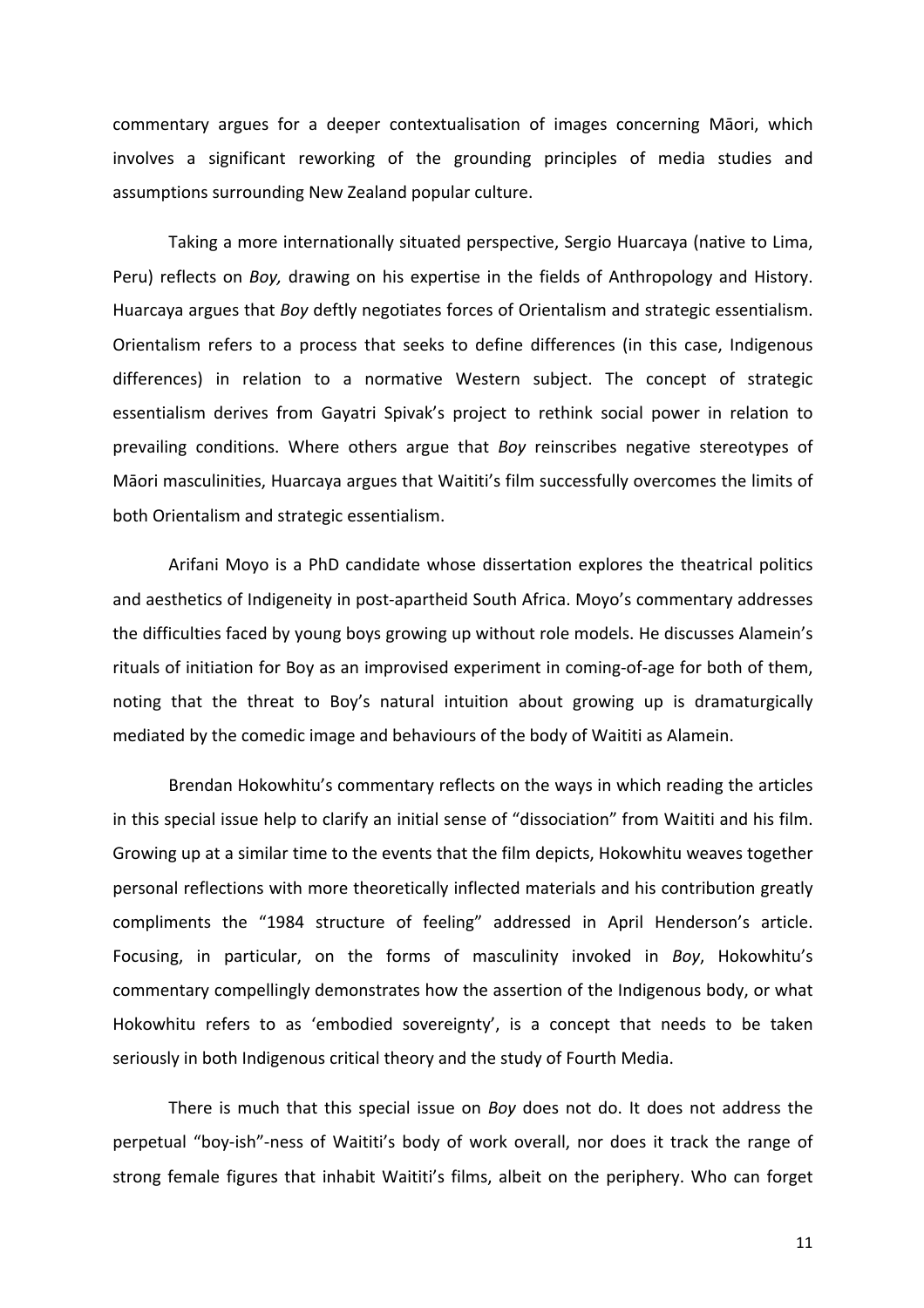commentary argues for a deeper contextualisation of images concerning Māori, which involves a significant reworking of the grounding principles of media studies and assumptions surrounding New Zealand popular culture.

Taking a more internationally situated perspective, Sergio Huarcaya (native to Lima, Peru) reflects on *Boy,* drawing on his expertise in the fields of Anthropology and History. Huarcaya argues that *Boy* deftly negotiates forces of Orientalism and strategic essentialism. Orientalism refers to a process that seeks to define differences (in this case, Indigenous differences) in relation to a normative Western subject. The concept of strategic essentialism derives from Gayatri Spivak's project to rethink social power in relation to prevailing conditions. Where others argue that *Boy* reinscribes negative stereotypes of Māori masculinities, Huarcaya argues that Waititi's film successfully overcomes the limits of both Orientalism and strategic essentialism.

Arifani Moyo is a PhD candidate whose dissertation explores the theatrical politics and aesthetics of Indigeneity in post-apartheid South Africa. Moyo's commentary addresses the difficulties faced by young boys growing up without role models. He discusses Alamein's rituals of initiation for Boy as an improvised experiment in coming-of-age for both of them, noting that the threat to Boy's natural intuition about growing up is dramaturgically mediated by the comedic image and behaviours of the body of Waititi as Alamein.

Brendan Hokowhitu's commentary reflects on the ways in which reading the articles in this special issue help to clarify an initial sense of "dissociation" from Waititi and his film. Growing up at a similar time to the events that the film depicts, Hokowhitu weaves together personal reflections with more theoretically inflected materials and his contribution greatly compliments the "1984 structure of feeling" addressed in April Henderson's article. Focusing, in particular, on the forms of masculinity invoked in *Boy*, Hokowhitu's commentary compellingly demonstrates how the assertion of the Indigenous body, or what Hokowhitu refers to as 'embodied sovereignty', is a concept that needs to be taken seriously in both Indigenous critical theory and the study of Fourth Media.

There is much that this special issue on *Boy* does not do. It does not address the perpetual "boy-ish"-ness of Waititi's body of work overall, nor does it track the range of strong female figures that inhabit Waititi's films, albeit on the periphery. Who can forget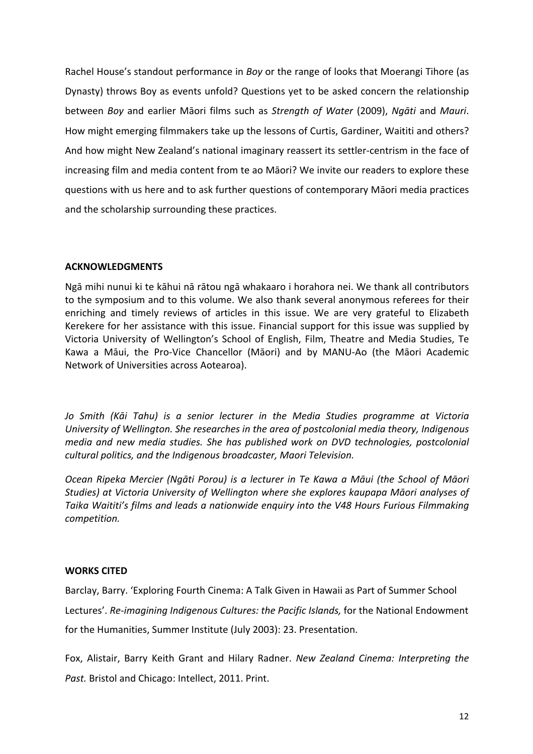Rachel House's standout performance in *Boy* or the range of looks that Moerangi Tihore (as Dynasty) throws Boy as events unfold? Questions yet to be asked concern the relationship between *Boy* and earlier Māori films such as *Strength of Water* (2009), *Ngāti* and *Mauri*. How might emerging filmmakers take up the lessons of Curtis, Gardiner, Waititi and others? And how might New Zealand's national imaginary reassert its settler-centrism in the face of increasing film and media content from te ao Māori? We invite our readers to explore these questions with us here and to ask further questions of contemporary Māori media practices and the scholarship surrounding these practices.

**ACKNOWLEDGMENTS**

Ngā mihi nunui ki te kāhui nā rātou ngā whakaaro i horahora nei. We thank all contributors to the symposium and to this volume. We also thank several anonymous referees for their enriching and timely reviews of articles in this issue. We are very grateful to Elizabeth Kerekere for her assistance with this issue. Financial support for this issue was supplied by Victoria University of Wellington's School of English, Film, Theatre and Media Studies, Te Kawa a Māui, the Pro-Vice Chancellor (Māori) and by MANU-Ao (the Māori Academic Network of Universities across Aotearoa).

*Jo Smith (Kāi Tahu) is a senior lecturer in the Media Studies programme at Victoria University of Wellington. She researches in the area of postcolonial media theory, Indigenous media and new media studies. She has published work on DVD technologies, postcolonial cultural politics, and the Indigenous broadcaster, Maori Television.*

*Ocean Ripeka Mercier (Ngāti Porou) is a lecturer in Te Kawa a Māui (the School of Māori Studies) at Victoria University of Wellington where she explores kaupapa Māori analyses of Taika Waititi's films and leads a nationwide enquiry into the V48 Hours Furious Filmmaking competition.*

**WORKS CITED**

Barclay, Barry. 'Exploring Fourth Cinema: A Talk Given in Hawaii as Part of Summer School Lectures'. *Re-imagining Indigenous Cultures: the Pacific Islands,* for the National Endowment for the Humanities, Summer Institute (July 2003): 23. Presentation.

Fox, Alistair, Barry Keith Grant and Hilary Radner. *New Zealand Cinema: Interpreting the Past.* Bristol and Chicago: Intellect, 2011. Print.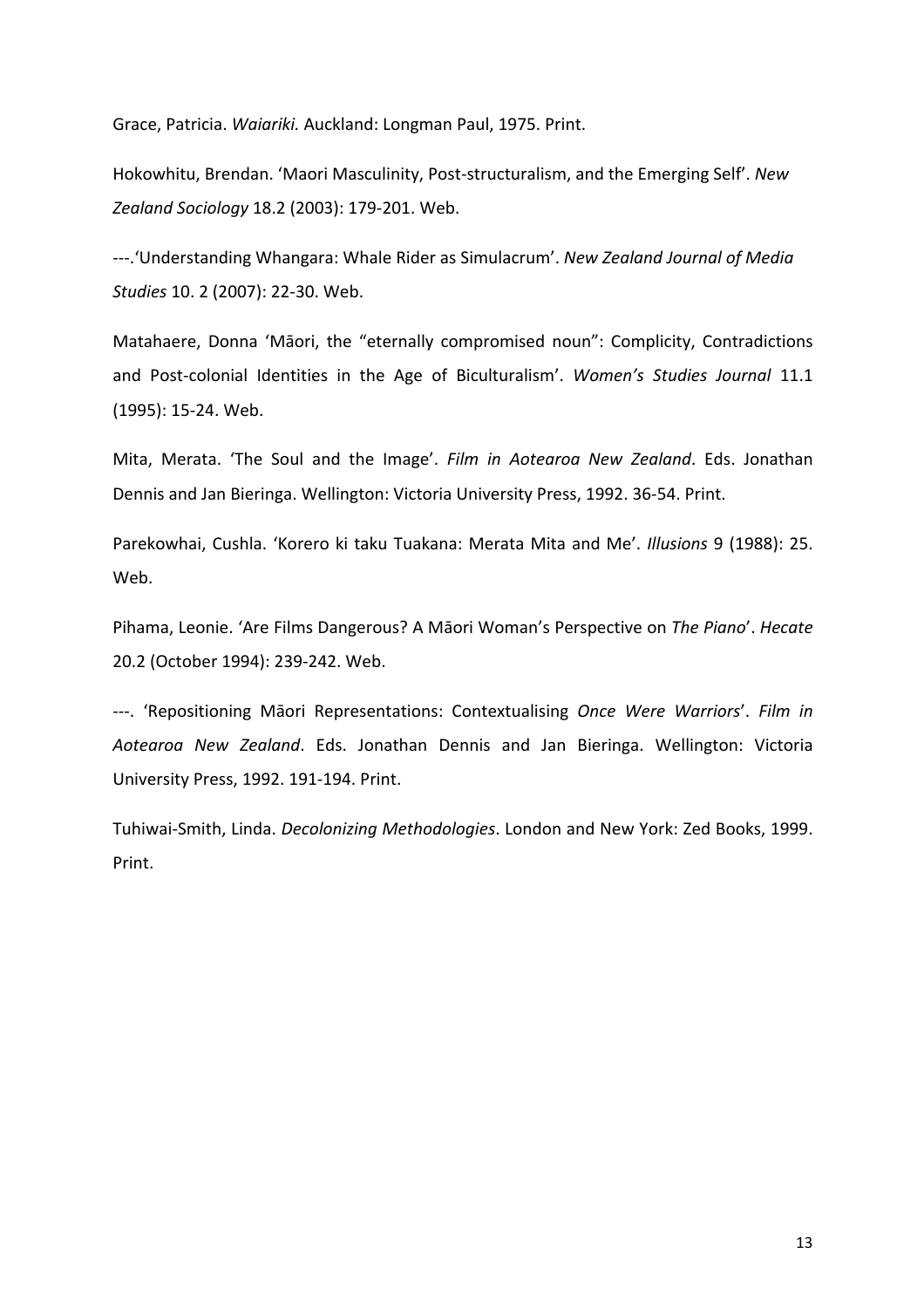Grace, Patricia. *Waiariki.* Auckland: Longman Paul, 1975. Print.

Hokowhitu, Brendan. 'Maori Masculinity, Post-structuralism, and the Emerging Self'. *New Zealand Sociology* 18.2 (2003): 179-201. Web.

---.'Understanding Whangara: Whale Rider as Simulacrum'. *New Zealand Journal of Media Studies* 10. 2 (2007): 22-30. Web.

Matahaere, Donna 'Māori, the "eternally compromised noun": Complicity, Contradictions and Post-colonial Identities in the Age of Biculturalism'. *Women's Studies Journal* 11.1 (1995): 15-24. Web.

Mita, Merata. 'The Soul and the Image'. *Film in Aotearoa New Zealand*. Eds. Jonathan Dennis and Jan Bieringa. Wellington: Victoria University Press, 1992. 36-54. Print.

Parekowhai, Cushla. 'Korero ki taku Tuakana: Merata Mita and Me'. *Illusions* 9 (1988): 25. Web.

Pihama, Leonie. 'Are Films Dangerous? A Māori Woman's Perspective on *The Piano*'. *Hecate* 20.2 (October 1994): 239-242. Web.

---. 'Repositioning Māori Representations: Contextualising *Once Were Warriors*'. *Film in Aotearoa New Zealand*. Eds. Jonathan Dennis and Jan Bieringa. Wellington: Victoria University Press, 1992. 191-194. Print.

Tuhiwai-Smith, Linda. *Decolonizing Methodologies*. London and New York: Zed Books, 1999. Print.